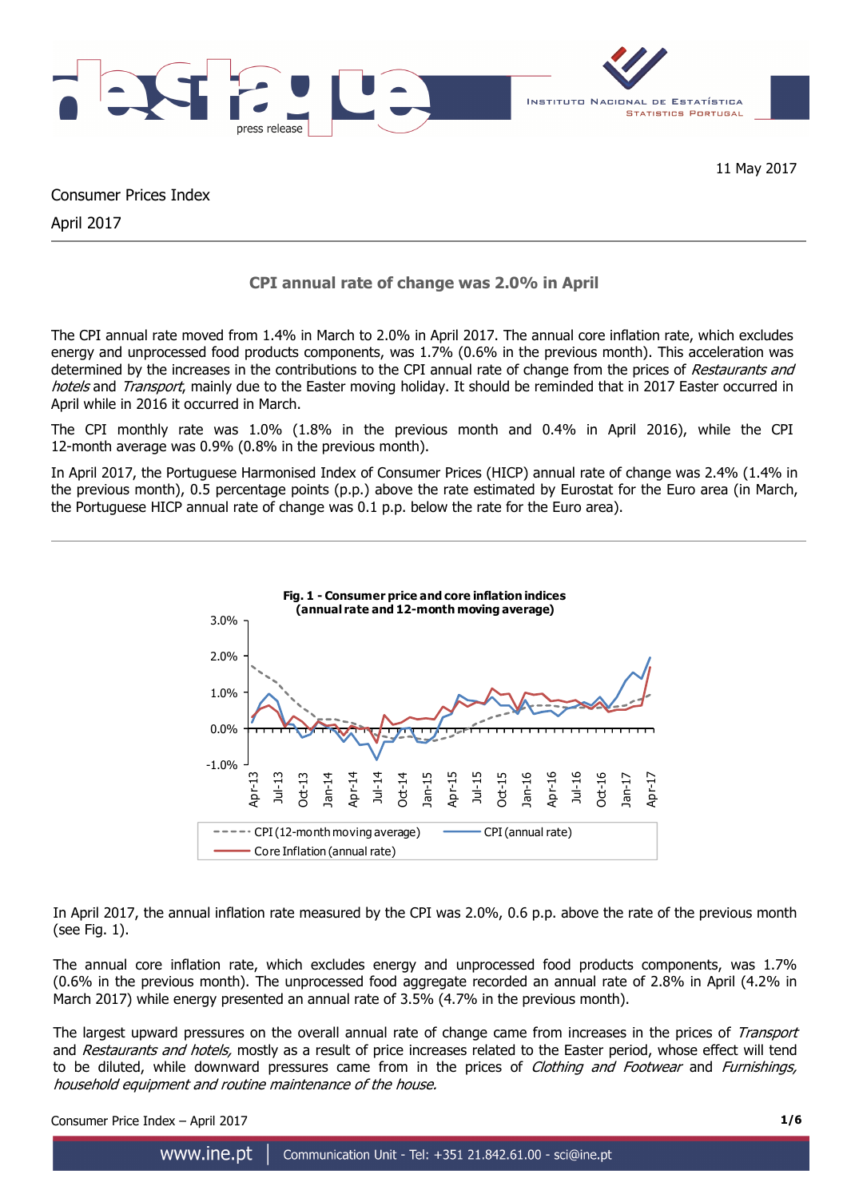11 May 2017

Consumer Prices Index

April 2017

## CPI annual rate of change was 2.0% in April

The CPI annual rate moved from 1.4% in March to 2.0% in April 2017. The annual core inflation rate, which excludes energy and unprocessed food products components, was 1.7% (0.6% in the previous month). This acceleration was determined by the increases in the contributions to the CPI annual rate of change from the prices of *Restaurants and hotels* and *Transport*, mainly due to the Easter moving holiday. It should be reminded that in 2017 Easter occurred in April while in 2016 it occurred in March.

The CPI monthly rate was 1.0% (1.8% in the previous month and 0.4% in April 2016), while the CPI 12-month average was 0.9% (0.8% in the previous month).

In April 2017, the Portuguese Harmonised Index of Consumer Prices (HICP) annual rate of change was 2.4% (1.4% in the previous month), 0.5 percentage points (p.p.) above the rate estimated by Eurostat for the Euro area (in March, the Portuguese HICP annual rate of change was 0.1 p.p. below the rate for the Euro area).

**Fig. 1 - Consumer price and core inflation indices (annual rate and 12-month moving average)**

In April 2017, the annual inflation rate measured by the CPI was 2.0%, 0.6 p.p. above the rate of the previous month (see Fig. 1).

The annual core inflation rate, which excludes energy and unprocessed food products components, was 1.7% (0.6% in the previous month). The unprocessed food aggregate recorded an annual rate of 2.8% in April (4.2% in March 2017) while energy presented an annual rate of 3.5% (4.7% in the previous month).

The largest upward pressures on the overall annual rate of change came from increases in the prices of *Transport* and *Restaurants and hotels,* mostly as a result of price increases related to the Easter period, whose effect will tend to be diluted, while downward pressures came from in the prices of *Clothing and Footwear* and *Furnishings, household equipment and routine maintenance of the house.*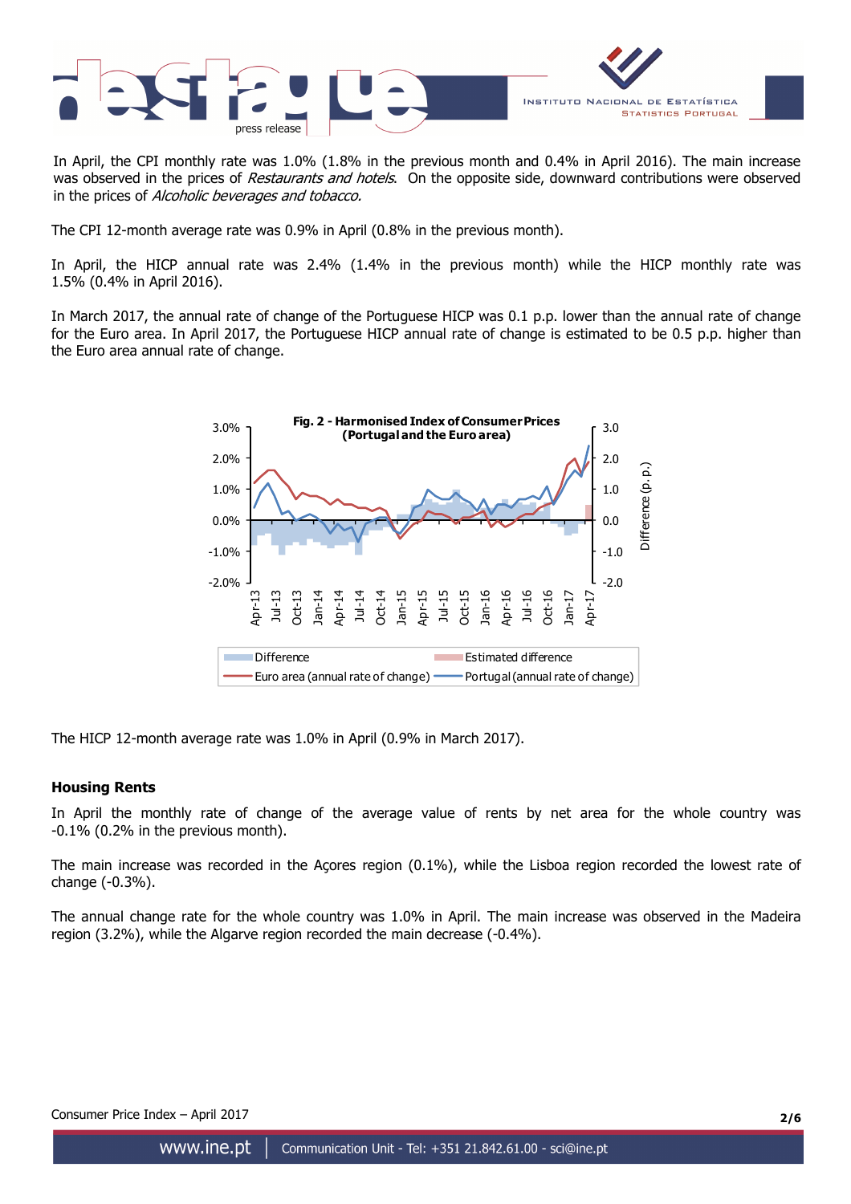In April, the CPI monthly rate was 1.0% (1.8% in the previous month and 0.4% in April 2016). The main increase was observed in the prices of *Restaurants and hotels*. On the opposite side, downward contributions were observed in the prices of *Alcoholic beverages and tobacco.*

The CPI 12-month average rate was 0.9% in April (0.8% in the previous month).

In April, the HICP annual rate was 2.4% (1.4% in the previous month) while the HICP monthly rate was 1.5% (0.4% in April 2016).

In March 2017, the annual rate of change of the Portuguese HICP was 0.1 p.p. lower than the annual rate of change for the Euro area. In April 2017, the Portuguese HICP annual rate of change is estimated to be 0.5 p.p. higher than the Euro area annual rate of change.

**Fig. 2 - Harmonised Index of Consumer Prices (Portugal and the Euro area)**

The HICP 12-month average rate was 1.0% in April (0.9% in March 2017).

### Housing Rents

In April the monthly rate of change of the average value of rents by net area for the whole country was -0.1% (0.2% in the previous month).

The main increase was recorded in the Açores region (0.1%), while the Lisboa region recorded the lowest rate of change (-0.3%).

The annual change rate for the whole country was 1.0% in April. The main increase was observed in the Madeira region (3.2%), while the Algarve region recorded the main decrease (-0.4%).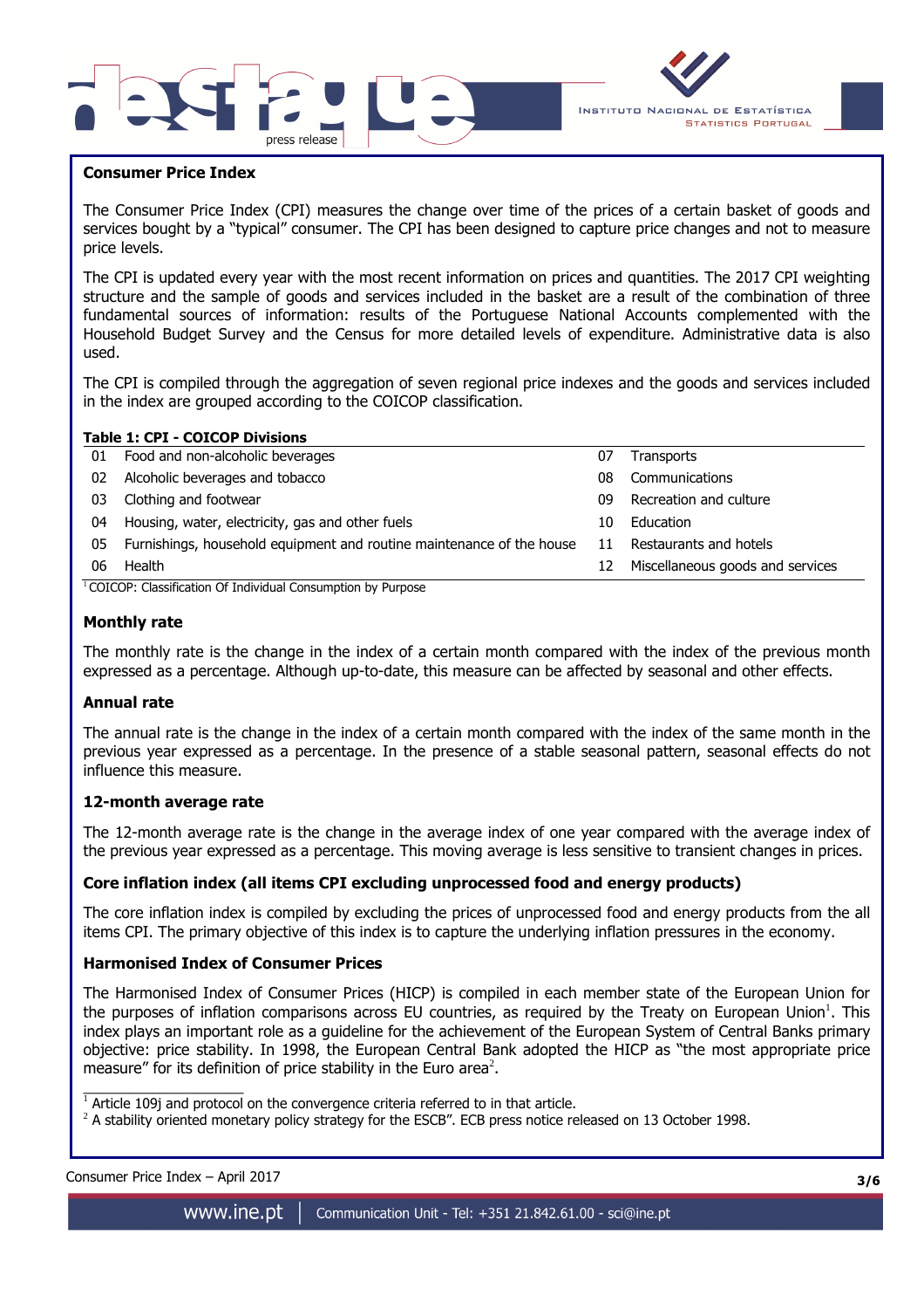## Consumer Price Index

The Consumer Price Index (CPI) measures the change over time of the prices of a certain basket of goods and services bought by a "typical" consumer. The CPI has been designed to capture price changes and not to measure price levels.

The CPI is updated every year with the most recent information on prices and quantities. The 2017 CPI weighting structure and the sample of goods and services included in the basket are a result of the combination of three fundamental sources of information: results of the Portuguese National Accounts complemented with the Household Budget Survey and the Census for more detailed levels of expenditure. Administrative data is also used.

The CPI is compiled through the aggregation of seven regional price indexes and the goods and services included in the index are grouped according to the COICOP classification.

**Table 1: CPI - COICOP Divisions**

| | | | |
|---|---|---|---|
| 01 | Food and non-alcoholic beverages | 07 | Transports |
| 02 | Alcoholic beverages and tobacco | 08 | Communications |
| 03 | Clothing and footwear | 09 | Recreation and culture |
| 04 | Housing, water, electricity, gas and other fuels | 10 | Education |
| 05 | Furnishings, household equipment and routine maintenance of the house | 11 | Restaurants and hotels |
| 06 | Health | 12 | Miscellaneous goods and services |

[1] COICOP: Classification Of Individual Consumption by Purpose

### Monthly rate

The monthly rate is the change in the index of a certain month compared with the index of the previous month expressed as a percentage. Although up-to-date, this measure can be affected by seasonal and other effects.

### Annual rate

The annual rate is the change in the index of a certain month compared with the index of the same month in the previous year expressed as a percentage. In the presence of a stable seasonal pattern, seasonal effects do not influence this measure.

### 12-month average rate

The 12-month average rate is the change in the average index of one year compared with the average index of the previous year expressed as a percentage. This moving average is less sensitive to transient changes in prices.

### Core inflation index (all items CPI excluding unprocessed food and energy products)

The core inflation index is compiled by excluding the prices of unprocessed food and energy products from the all items CPI. The primary objective of this index is to capture the underlying inflation pressures in the economy.

### Harmonised Index of Consumer Prices

The Harmonised Index of Consumer Prices (HICP) is compiled in each member state of the European Union for the purposes of inflation comparisons across EU countries, as required by the Treaty on European Union[1]. This index plays an important role as a guideline for the achievement of the European System of Central Banks primary objective: price stability. In 1998, the European Central Bank adopted the HICP as "the most appropriate price measure" for its definition of price stability in the Euro area[2].

[1] Article 109j and protocol on the convergence criteria referred to in that article.

[2] A stability oriented monetary policy strategy for the ESCB". ECB press notice released on 13 October 1998.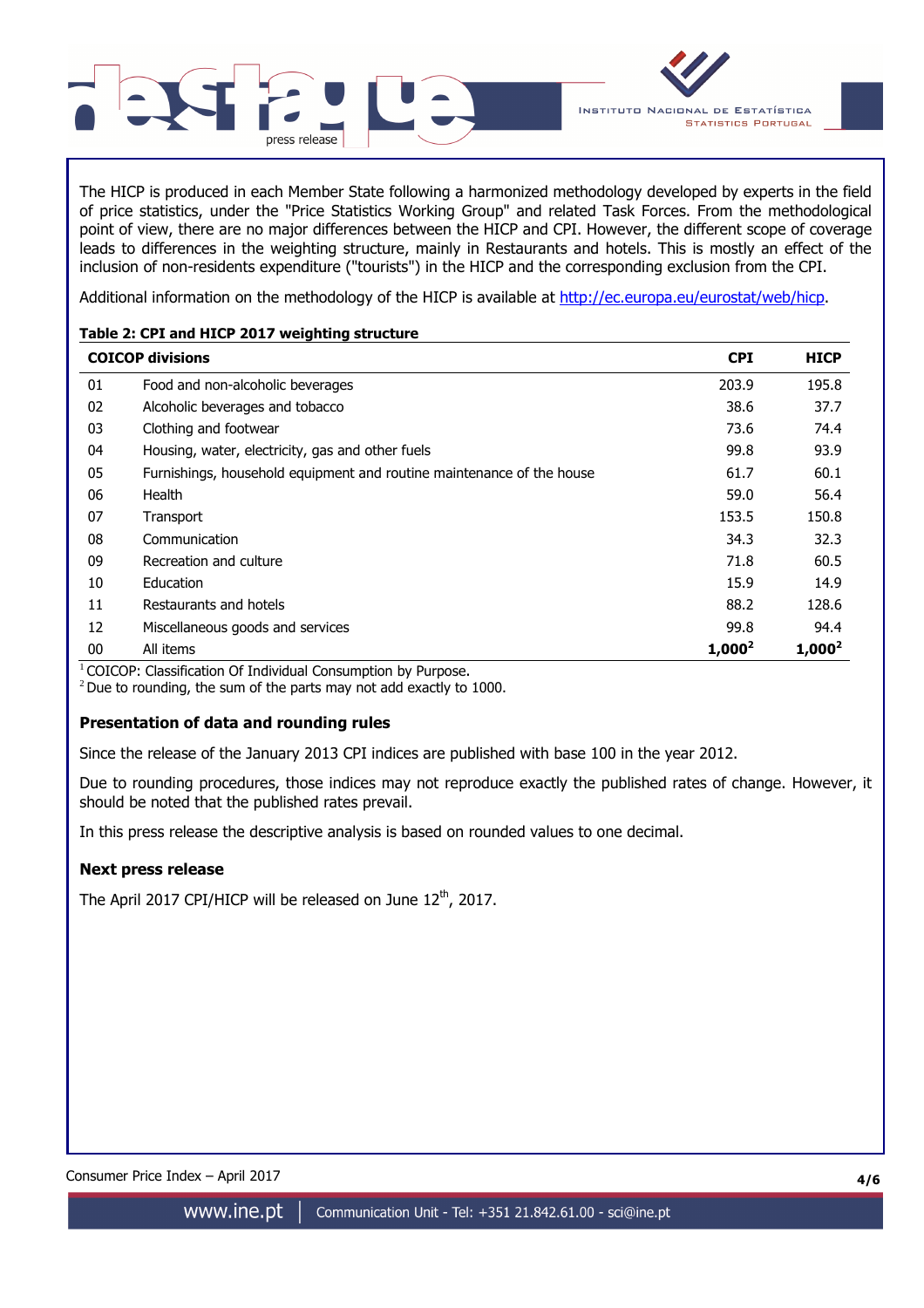The HICP is produced in each Member State following a harmonized methodology developed by experts in the field of price statistics, under the "Price Statistics Working Group" and related Task Forces. From the methodological point of view, there are no major differences between the HICP and CPI. However, the different scope of coverage leads to differences in the weighting structure, mainly in Restaurants and hotels. This is mostly an effect of the inclusion of non-residents expenditure ("tourists") in the HICP and the corresponding exclusion from the CPI.

Additional information on the methodology of the HICP is available at http://ec.europa.eu/eurostat/web/hicp.

**Table 2: CPI and HICP 2017 weighting structure**

| COICOP divisions | | CPI | HICP |
|---|---|---|---|
| 01 | Food and non-alcoholic beverages | 203.9 | 195.8 |
| 02 | Alcoholic beverages and tobacco | 38.6 | 37.7 |
| 03 | Clothing and footwear | 73.6 | 74.4 |
| 04 | Housing, water, electricity, gas and other fuels | 99.8 | 93.9 |
| 05 | Furnishings, household equipment and routine maintenance of the house | 61.7 | 60.1 |
| 06 | Health | 59.0 | 56.4 |
| 07 | Transport | 153.5 | 150.8 |
| 08 | Communication | 34.3 | 32.3 |
| 09 | Recreation and culture | 71.8 | 60.5 |
| 10 | Education | 15.9 | 14.9 |
| 11 | Restaurants and hotels | 88.2 | 128.6 |
| 12 | Miscellaneous goods and services | 99.8 | 94.4 |
| 00 | All items | **1,000**[2] | **1,000**[2] |

[1] COICOP: Classification Of Individual Consumption by Purpose.
[2] Due to rounding, the sum of the parts may not add exactly to 1000.

### Presentation of data and rounding rules

Since the release of the January 2013 CPI indices are published with base 100 in the year 2012.

Due to rounding procedures, those indices may not reproduce exactly the published rates of change. However, it should be noted that the published rates prevail.

In this press release the descriptive analysis is based on rounded values to one decimal.

### Next press release

The April 2017 CPI/HICP will be released on June 12th, 2017.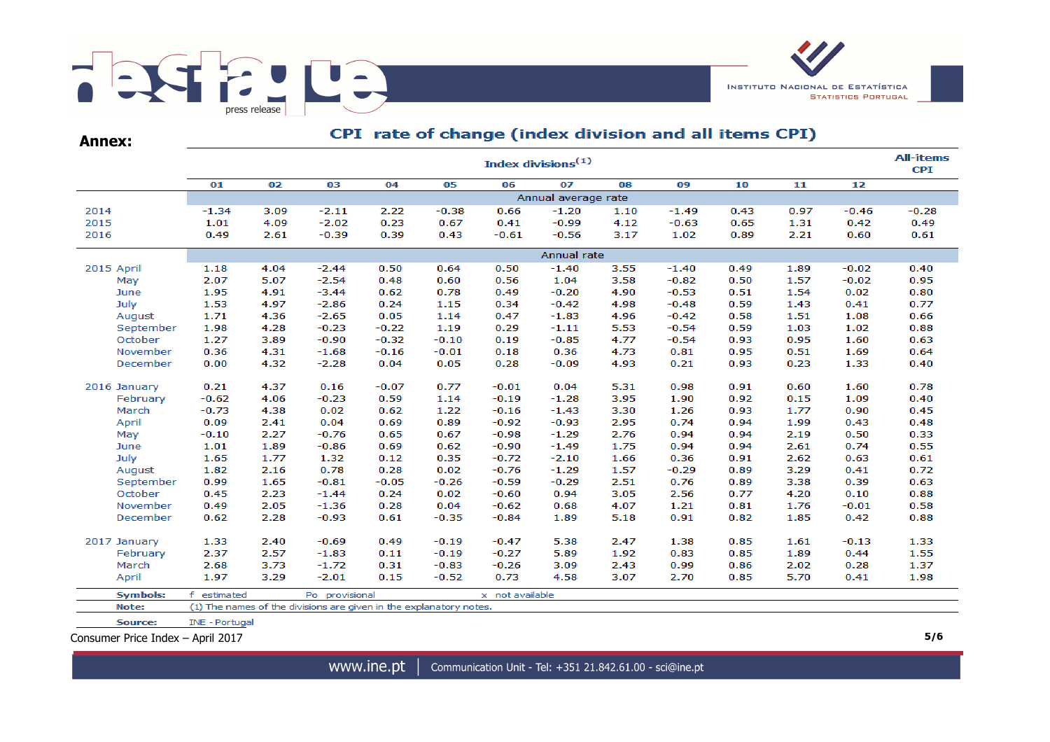## Annex:

### CPI rate of change (index division and all items CPI)

| | Index divisions[1] | | | | | | | | | | | | All-items CPI |
|---|---|---|---|---|---|---|---|---|---|---|---|---|---|
| | 01 | 02 | 03 | 04 | 05 | 06 | 07 | 08 | 09 | 10 | 11 | 12 | |
| | **Annual average rate** | | | | | | | | | | | | |
| 2014 | -1.34 | 3.09 | -2.11 | 2.22 | -0.38 | 0.66 | -1.20 | 1.10 | -1.49 | 0.43 | 0.97 | -0.46 | -0.28 |
| 2015 | 1.01 | 4.09 | -2.02 | 0.23 | 0.67 | 0.41 | -0.99 | 4.12 | -0.63 | 0.65 | 1.31 | 0.42 | 0.49 |
| 2016 | 0.49 | 2.61 | -0.39 | 0.39 | 0.43 | -0.61 | -0.56 | 3.17 | 1.02 | 0.89 | 2.21 | 0.60 | 0.61 |
| | **Annual rate** | | | | | | | | | | | | |
| 2015 April | 1.18 | 4.04 | -2.44 | 0.50 | 0.64 | 0.50 | -1.40 | 3.55 | -1.40 | 0.49 | 1.89 | -0.02 | 0.40 |
| May | 2.07 | 5.07 | -2.54 | 0.48 | 0.60 | 0.56 | 1.04 | 3.58 | -0.82 | 0.50 | 1.57 | -0.02 | 0.95 |
| June | 1.95 | 4.91 | -3.44 | 0.62 | 0.78 | 0.49 | -0.20 | 4.90 | -0.53 | 0.51 | 1.54 | 0.02 | 0.80 |
| July | 1.53 | 4.97 | -2.86 | 0.24 | 1.15 | 0.34 | -0.42 | 4.98 | -0.48 | 0.59 | 1.43 | 0.41 | 0.77 |
| August | 1.71 | 4.36 | -2.65 | 0.05 | 1.14 | 0.47 | -1.83 | 4.96 | -0.42 | 0.58 | 1.51 | 1.08 | 0.66 |
| September | 1.98 | 4.28 | -0.23 | -0.22 | 1.19 | 0.29 | -1.11 | 5.53 | -0.54 | 0.59 | 1.03 | 1.02 | 0.88 |
| October | 1.27 | 3.89 | -0.90 | -0.32 | -0.10 | 0.19 | -0.85 | 4.77 | -0.54 | 0.93 | 0.95 | 1.60 | 0.63 |
| November | 0.36 | 4.31 | -1.68 | -0.16 | -0.01 | 0.18 | 0.36 | 4.73 | 0.81 | 0.95 | 0.51 | 1.69 | 0.64 |
| December | 0.00 | 4.32 | -2.28 | 0.04 | 0.05 | 0.28 | -0.09 | 4.93 | 0.21 | 0.93 | 0.23 | 1.33 | 0.40 |
| 2016 January | 0.21 | 4.37 | 0.16 | -0.07 | 0.77 | -0.01 | 0.04 | 5.31 | 0.98 | 0.91 | 0.60 | 1.60 | 0.78 |
| February | -0.62 | 4.06 | -0.23 | 0.59 | 1.14 | -0.19 | -1.28 | 3.95 | 1.90 | 0.92 | 0.15 | 1.09 | 0.40 |
| March | -0.73 | 4.38 | 0.02 | 0.62 | 1.22 | -0.16 | -1.43 | 3.30 | 1.26 | 0.93 | 1.77 | 0.90 | 0.45 |
| April | 0.09 | 2.41 | 0.04 | 0.69 | 0.89 | -0.92 | -0.93 | 2.95 | 0.74 | 0.94 | 1.99 | 0.43 | 0.48 |
| May | -0.10 | 2.27 | -0.76 | 0.65 | 0.67 | -0.98 | -1.29 | 2.76 | 0.94 | 0.94 | 2.19 | 0.50 | 0.33 |
| June | 1.01 | 1.89 | -0.86 | 0.69 | 0.62 | -0.90 | -1.49 | 1.75 | 0.94 | 0.94 | 2.61 | 0.74 | 0.55 |
| July | 1.65 | 1.77 | 1.32 | 0.12 | 0.35 | -0.72 | -2.10 | 1.66 | 0.36 | 0.91 | 2.62 | 0.63 | 0.61 |
| August | 1.82 | 2.16 | 0.78 | 0.28 | 0.02 | -0.76 | -1.29 | 1.57 | -0.29 | 0.89 | 3.29 | 0.41 | 0.72 |
| September | 0.99 | 1.65 | -0.81 | -0.05 | -0.26 | -0.59 | -0.29 | 2.51 | 0.76 | 0.89 | 3.38 | 0.39 | 0.63 |
| October | 0.45 | 2.23 | -1.44 | 0.24 | 0.02 | -0.60 | 0.94 | 3.05 | 2.56 | 0.77 | 4.20 | 0.10 | 0.88 |
| November | 0.49 | 2.05 | -1.36 | 0.28 | 0.04 | -0.62 | 0.68 | 4.07 | 1.21 | 0.81 | 1.76 | -0.01 | 0.58 |
| December | 0.62 | 2.28 | -0.93 | 0.61 | -0.35 | -0.84 | 1.89 | 5.18 | 0.91 | 0.82 | 1.85 | 0.42 | 0.88 |
| 2017 January | 1.33 | 2.40 | -0.69 | 0.49 | -0.19 | -0.47 | 5.38 | 2.47 | 1.38 | 0.85 | 1.61 | -0.13 | 1.33 |
| February | 2.37 | 2.57 | -1.83 | 0.11 | -0.19 | -0.27 | 5.89 | 1.92 | 0.83 | 0.85 | 1.89 | 0.44 | 1.55 |
| March | 2.68 | 3.73 | -1.72 | 0.31 | -0.83 | -0.26 | 3.09 | 2.43 | 0.99 | 0.86 | 2.02 | 0.28 | 1.37 |
| April | 1.97 | 3.29 | -2.01 | 0.15 | -0.52 | 0.73 | 4.58 | 3.07 | 2.70 | 0.85 | 5.70 | 0.41 | 1.98 |

**Symbols:** f estimated Po provisional x not available

**Note:** (1) The names of the divisions are given in the explanatory notes.

**Source:** INE - Portugal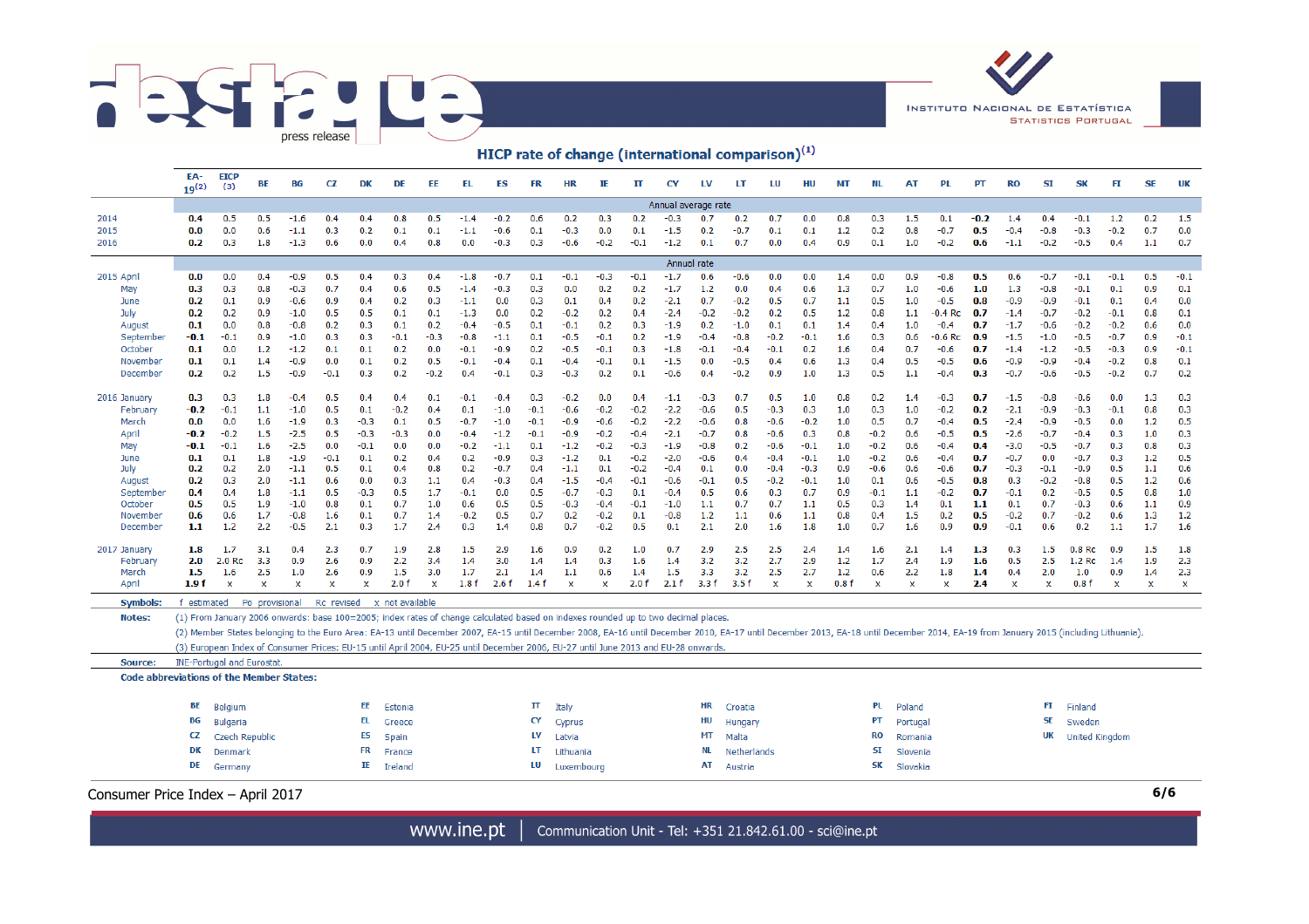## HICP rate of change (international comparison)[(1)]

| | EA-19[(2)] | EICP (3) | BE | BG | CZ | DK | DE | EE | EL | ES | FR | HR | IE | IT | CY | LV | LT | LU | HU | MT | NL | AT | PL | PT | RO | SI | SK | FI | SE | UK |
|---|---|---|---|---|---|---|---|---|---|---|---|---|---|---|---|---|---|---|---|---|---|---|---|---|---|---|---|---|---|---|
| | Annual average rate | | | | | | | | | | | | | | | | | | | | | | | | | | | | | |
| 2014 | 0.4 | 0.5 | 0.5 | -1.6 | 0.4 | 0.4 | 0.8 | 0.5 | -1.4 | -0.2 | 0.6 | 0.2 | 0.3 | 0.2 | -0.3 | 0.7 | 0.2 | 0.7 | 0.0 | 0.8 | 0.3 | 1.5 | 0.1 | -0.2 | 1.4 | 0.4 | -0.1 | 1.2 | 0.2 | 1.5 |
| 2015 | 0.0 | 0.0 | 0.6 | -1.1 | 0.3 | 0.2 | 0.1 | 0.1 | -1.1 | -0.6 | 0.1 | -0.3 | 0.0 | 0.1 | -1.5 | 0.2 | -0.7 | 0.1 | 0.1 | 1.2 | 0.2 | 0.8 | -0.7 | 0.5 | -0.4 | -0.8 | -0.3 | -0.2 | 0.7 | 0.0 |
| 2016 | 0.2 | 0.3 | 1.8 | -1.3 | 0.6 | 0.0 | 0.4 | 0.8 | 0.0 | -0.3 | 0.3 | -0.6 | -0.2 | -0.1 | -1.2 | 0.1 | 0.7 | 0.0 | 0.4 | 0.9 | 0.1 | 1.0 | -0.2 | 0.6 | -1.1 | -0.2 | -0.5 | 0.4 | 1.1 | 0.7 |
| | Annual rate | | | | | | | | | | | | | | | | | | | | | | | | | | | | | |
| 2015 April | 0.0 | 0.0 | 0.4 | -0.9 | 0.5 | 0.4 | 0.3 | 0.4 | -1.8 | -0.7 | 0.1 | -0.1 | -0.3 | -0.1 | -1.7 | 0.6 | -0.6 | 0.0 | 0.0 | 1.4 | 0.0 | 0.9 | -0.8 | 0.5 | 0.6 | -0.7 | -0.1 | -0.1 | 0.5 | -0.1 |
| May | 0.3 | 0.3 | 0.8 | -0.3 | 0.7 | 0.4 | 0.6 | 0.5 | -1.4 | -0.3 | 0.3 | 0.0 | 0.2 | 0.2 | -1.7 | 1.2 | 0.0 | 0.4 | 0.6 | 1.3 | 0.7 | 1.0 | -0.6 | 1.0 | 1.3 | -0.8 | -0.1 | 0.1 | 0.9 | 0.1 |
| June | 0.2 | 0.1 | 0.9 | -0.6 | 0.9 | 0.4 | 0.2 | 0.3 | -1.1 | 0.0 | 0.3 | 0.1 | 0.4 | 0.2 | -2.1 | 0.7 | -0.2 | 0.5 | 0.7 | 1.1 | 0.5 | 1.0 | -0.5 | 0.8 | -0.9 | -0.9 | -0.1 | 0.1 | 0.4 | 0.0 |
| July | 0.2 | 0.2 | 0.9 | -1.0 | 0.5 | 0.5 | 0.1 | 0.1 | -1.3 | 0.0 | 0.2 | -0.2 | 0.2 | 0.4 | -2.4 | -0.2 | -0.2 | 0.2 | 0.5 | 1.2 | 0.8 | 1.1 | -0.4 Rc | 0.7 | -1.4 | -0.7 | -0.2 | -0.1 | 0.8 | 0.1 |
| August | 0.1 | 0.0 | 0.8 | -0.8 | 0.2 | 0.3 | 0.1 | 0.2 | -0.4 | -0.5 | 0.1 | -0.1 | 0.2 | 0.3 | -1.9 | 0.2 | -1.0 | 0.1 | 0.1 | 1.4 | 0.4 | 1.0 | -0.4 | 0.7 | -1.7 | -0.6 | -0.2 | -0.2 | 0.6 | 0.0 |
| September | -0.1 | -0.1 | 0.9 | -1.0 | 0.3 | 0.3 | -0.1 | -0.3 | -0.8 | -1.1 | 0.1 | -0.5 | -0.1 | 0.2 | -1.9 | -0.4 | -0.8 | -0.2 | -0.1 | 1.6 | 0.3 | 0.6 | -0.6 Rc | 0.9 | -1.5 | -1.0 | -0.5 | -0.7 | 0.9 | -0.1 |
| October | 0.1 | 0.0 | 1.2 | -1.2 | 0.1 | 0.1 | 0.2 | 0.0 | -0.1 | -0.9 | 0.2 | -0.5 | -0.1 | 0.3 | -1.8 | -0.1 | -0.4 | -0.1 | 0.2 | 1.6 | 0.4 | 0.7 | -0.6 | 0.7 | -1.4 | -1.2 | -0.5 | -0.3 | 0.9 | -0.1 |
| November | 0.1 | 0.1 | 1.4 | -0.9 | 0.0 | 0.1 | 0.2 | 0.5 | -0.1 | -0.4 | 0.1 | -0.4 | -0.1 | 0.1 | -1.5 | 0.0 | -0.5 | 0.4 | 0.6 | 1.3 | 0.4 | 0.5 | -0.5 | 0.6 | -0.9 | -0.9 | -0.4 | -0.2 | 0.8 | 0.1 |
| December | 0.2 | 0.2 | 1.5 | -0.9 | -0.1 | 0.3 | 0.2 | -0.2 | 0.4 | -0.1 | 0.3 | -0.3 | 0.2 | 0.1 | -0.6 | 0.4 | -0.2 | 0.9 | 1.0 | 1.3 | 0.5 | 1.1 | -0.4 | 0.3 | -0.7 | -0.6 | -0.5 | -0.2 | 0.7 | 0.2 |
| 2016 January | 0.3 | 0.3 | 1.8 | -0.4 | 0.5 | 0.4 | 0.4 | 0.1 | -0.1 | -0.4 | 0.3 | -0.2 | 0.0 | 0.4 | -1.1 | -0.3 | 0.7 | 0.5 | 1.0 | 0.8 | 0.2 | 1.4 | -0.3 | 0.7 | -1.5 | -0.8 | -0.6 | 0.0 | 1.3 | 0.3 |
| February | -0.2 | -0.1 | 1.1 | -1.0 | 0.5 | 0.1 | -0.2 | 0.4 | 0.1 | -1.0 | -0.1 | -0.6 | -0.2 | -0.2 | -2.2 | -0.6 | 0.5 | -0.3 | 0.3 | 1.0 | 0.3 | 1.0 | -0.2 | 0.2 | -2.1 | -0.9 | -0.3 | -0.1 | 0.8 | 0.3 |
| March | 0.0 | 0.0 | 1.6 | -1.9 | 0.3 | -0.3 | 0.1 | 0.5 | -0.7 | -1.0 | -0.1 | -0.9 | -0.6 | -0.2 | -2.2 | -0.6 | 0.8 | -0.6 | -0.2 | 1.0 | 0.5 | 0.7 | -0.4 | 0.5 | -2.4 | -0.9 | -0.5 | 0.0 | 1.2 | 0.5 |
| April | -0.2 | -0.2 | 1.5 | -2.5 | 0.5 | -0.3 | -0.3 | 0.0 | -0.4 | -1.2 | -0.1 | -0.9 | -0.2 | -0.4 | -2.1 | -0.7 | 0.8 | -0.6 | 0.3 | 0.8 | -0.2 | 0.6 | -0.5 | 0.5 | -2.6 | -0.7 | -0.4 | 0.3 | 1.0 | 0.3 |
| May | -0.1 | -0.1 | 1.6 | -2.5 | 0.0 | -0.1 | 0.0 | 0.0 | -0.2 | -1.1 | 0.1 | -1.2 | -0.2 | -0.3 | -1.9 | -0.8 | 0.2 | -0.6 | -0.1 | 1.0 | -0.2 | 0.6 | -0.4 | 0.4 | -3.0 | -0.5 | -0.7 | 0.3 | 0.8 | 0.3 |
| June | 0.1 | 0.1 | 1.8 | -1.9 | -0.1 | 0.1 | 0.2 | 0.4 | 0.2 | -0.9 | 0.3 | -1.2 | 0.1 | -0.2 | -2.0 | -0.6 | 0.4 | -0.4 | -0.1 | 1.0 | -0.2 | 0.6 | -0.4 | 0.7 | -0.7 | 0.0 | -0.7 | 0.3 | 1.2 | 0.5 |
| July | 0.2 | 0.2 | 2.0 | -1.1 | 0.5 | 0.1 | 0.4 | 0.8 | 0.2 | -0.7 | 0.4 | -1.1 | 0.1 | -0.2 | -0.4 | 0.1 | 0.0 | -0.4 | -0.3 | 0.9 | -0.6 | 0.6 | -0.6 | 0.7 | -0.3 | -0.1 | -0.9 | 0.5 | 1.1 | 0.6 |
| August | 0.2 | 0.3 | 2.0 | -1.1 | 0.6 | 0.0 | 0.3 | 1.1 | 0.4 | -0.3 | 0.4 | -1.5 | -0.4 | -0.1 | -0.6 | -0.1 | 0.5 | -0.2 | -0.1 | 1.0 | 0.1 | 0.6 | -0.5 | 0.8 | 0.3 | -0.2 | -0.8 | 0.5 | 1.2 | 0.6 |
| September | 0.4 | 0.4 | 1.8 | -1.1 | 0.5 | -0.3 | 0.5 | 1.7 | -0.1 | 0.0 | 0.5 | -0.7 | -0.3 | 0.1 | -0.4 | 0.5 | 0.6 | 0.3 | 0.7 | 0.9 | -0.1 | 1.1 | -0.2 | 0.7 | -0.1 | 0.2 | -0.5 | 0.5 | 0.8 | 1.0 |
| October | 0.5 | 0.5 | 1.9 | -1.0 | 0.8 | 0.1 | 0.7 | 1.0 | 0.6 | 0.5 | 0.5 | -0.3 | -0.4 | -0.1 | -1.0 | 1.1 | 0.7 | 0.7 | 1.1 | 0.5 | 0.3 | 1.4 | 0.1 | 1.1 | 0.1 | 0.7 | -0.3 | 0.6 | 1.1 | 0.9 |
| November | 0.6 | 0.6 | 1.7 | -0.8 | 1.6 | 0.1 | 0.7 | 1.4 | -0.2 | 0.5 | 0.7 | 0.2 | -0.2 | 0.1 | -0.8 | 1.2 | 1.1 | 0.6 | 1.1 | 0.8 | 0.4 | 1.5 | 0.2 | 0.5 | -0.2 | 0.7 | -0.2 | 0.6 | 1.3 | 1.2 |
| December | 1.1 | 1.2 | 2.2 | -0.5 | 2.1 | 0.3 | 1.7 | 2.4 | 0.3 | 1.4 | 0.8 | 0.7 | -0.2 | 0.5 | 0.1 | 2.1 | 2.0 | 1.6 | 1.8 | 1.0 | 0.7 | 1.6 | 0.9 | 0.9 | -0.1 | 0.6 | 0.2 | 1.1 | 1.7 | 1.6 |
| 2017 January | 1.8 | 1.7 | 3.1 | 0.4 | 2.3 | 0.7 | 1.9 | 2.8 | 1.5 | 2.9 | 1.6 | 0.9 | 0.2 | 1.0 | 0.7 | 2.9 | 2.5 | 2.5 | 2.4 | 1.4 | 1.6 | 2.1 | 1.4 | 1.3 | 0.3 | 1.5 | 0.8 Rc | 0.9 | 1.5 | 1.8 |
| February | 2.0 | 2.0 Rc | 3.3 | 0.9 | 2.6 | 0.9 | 2.2 | 3.4 | 1.4 | 3.0 | 1.4 | 1.4 | 0.3 | 1.6 | 1.4 | 3.2 | 3.2 | 2.7 | 2.9 | 1.2 | 1.7 | 2.4 | 1.9 | 1.6 | 0.5 | 2.5 | 1.2 Rc | 1.4 | 1.9 | 2.3 |
| March | 1.5 | 1.6 | 2.5 | 1.0 | 2.6 | 0.9 | 1.5 | 3.0 | 1.7 | 2.1 | 1.4 | 1.1 | 0.6 | 1.4 | 1.5 | 3.3 | 3.2 | 2.5 | 2.7 | 1.2 | 0.6 | 2.2 | 1.8 | 1.4 | 0.4 | 2.0 | 1.0 | 0.9 | 1.4 | 2.3 |
| April | 1.9 f | x | x | x | x | x | 2.0 f | x | 1.8 f | 2.6 f | 1.4 f | x | x | 2.0 f | 2.1 f | 3.3 f | 3.5 f | x | x | 0.8 f | x | x | x | 2.4 | x | x | 0.8 f | x | x | x |

**Symbols:** f estimated Po provisional Rc revised x not available

**Notes:**
(1) From January 2006 onwards: base 100=2005; index rates of change calculated based on indexes rounded up to two decimal places.
(2) Member States belonging to the Euro Area: EA-13 until December 2007, EA-15 until December 2008, EA-16 until December 2010, EA-17 until December 2013, EA-18 until December 2014, EA-19 from January 2015 (including Lithuania).
(3) European Index of Consumer Prices: EU-15 until April 2004, EU-25 until December 2006, EU-27 until June 2013 and EU-28 onwards.

**Source:** INE-Portugal and Eurostat.

**Code abbreviations of the Member States:**

| | | | | | | | | | | | |
|---|---|---|---|---|---|---|---|---|---|---|---|
| BE | Belgium | EE | Estonia | IT | Italy | HR | Croatia | PL | Poland | FI | Finland |
| BG | Bulgaria | EL | Greece | CY | Cyprus | HU | Hungary | PT | Portugal | SE | Sweden |
| CZ | Czech Republic | ES | Spain | LV | Latvia | MT | Malta | RO | Romania | UK | United Kingdom |
| DK | Denmark | FR | France | LT | Lithuania | NL | Netherlands | SI | Slovenia | | |
| DE | Germany | IE | Ireland | LU | Luxembourg | AT | Austria | SK | Slovakia | | |